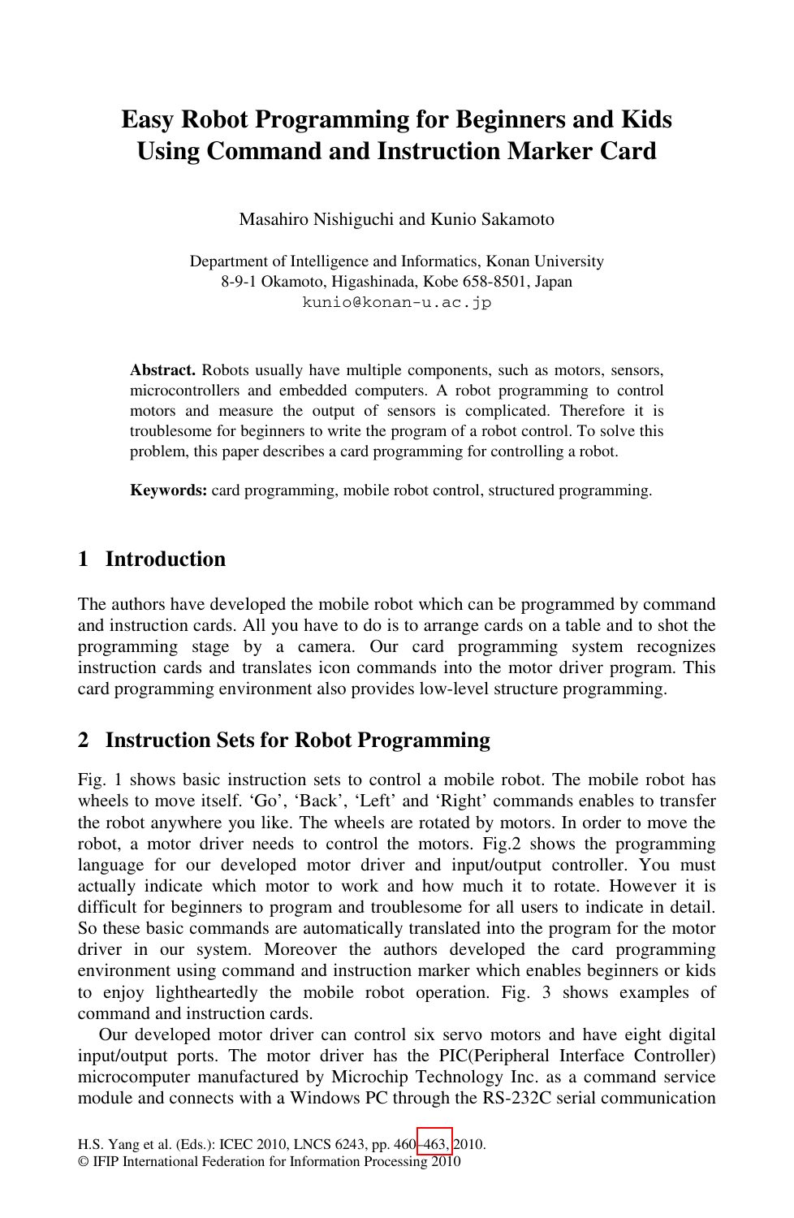# Easy Robot Programming for Beginners and Kids Using Command and Instruction Marker Card

Masahiro Nishiguchi and Kunio Sakamoto

Department of Intelligence and Informatics, Konan University
8-9-1 Okamoto, Higashinada, Kobe 658-8501, Japan
kunio@konan-u.ac.jp

**Abstract.** Robots usually have multiple components, such as motors, sensors, microcontrollers and embedded computers. A robot programming to control motors and measure the output of sensors is complicated. Therefore it is troublesome for beginners to write the program of a robot control. To solve this problem, this paper describes a card programming for controlling a robot.

**Keywords:** card programming, mobile robot control, structured programming.

## 1 Introduction

The authors have developed the mobile robot which can be programmed by command and instruction cards. All you have to do is to arrange cards on a table and to shot the programming stage by a camera. Our card programming system recognizes instruction cards and translates icon commands into the motor driver program. This card programming environment also provides low-level structure programming.

## 2 Instruction Sets for Robot Programming

Fig. 1 shows basic instruction sets to control a mobile robot. The mobile robot has wheels to move itself. 'Go', 'Back', 'Left' and 'Right' commands enables to transfer the robot anywhere you like. The wheels are rotated by motors. In order to move the robot, a motor driver needs to control the motors. Fig.2 shows the programming language for our developed motor driver and input/output controller. You must actually indicate which motor to work and how much it to rotate. However it is difficult for beginners to program and troublesome for all users to indicate in detail. So these basic commands are automatically translated into the program for the motor driver in our system. Moreover the authors developed the card programming environment using command and instruction marker which enables beginners or kids to enjoy lightheartedly the mobile robot operation. Fig. 3 shows examples of command and instruction cards.

Our developed motor driver can control six servo motors and have eight digital input/output ports. The motor driver has the PIC(Peripheral Interface Controller) microcomputer manufactured by Microchip Technology Inc. as a command service module and connects with a Windows PC through the RS-232C serial communication

H.S. Yang et al. (Eds.): ICEC 2010, LNCS 6243, pp. 460–463, 2010.
© IFIP International Federation for Information Processing 2010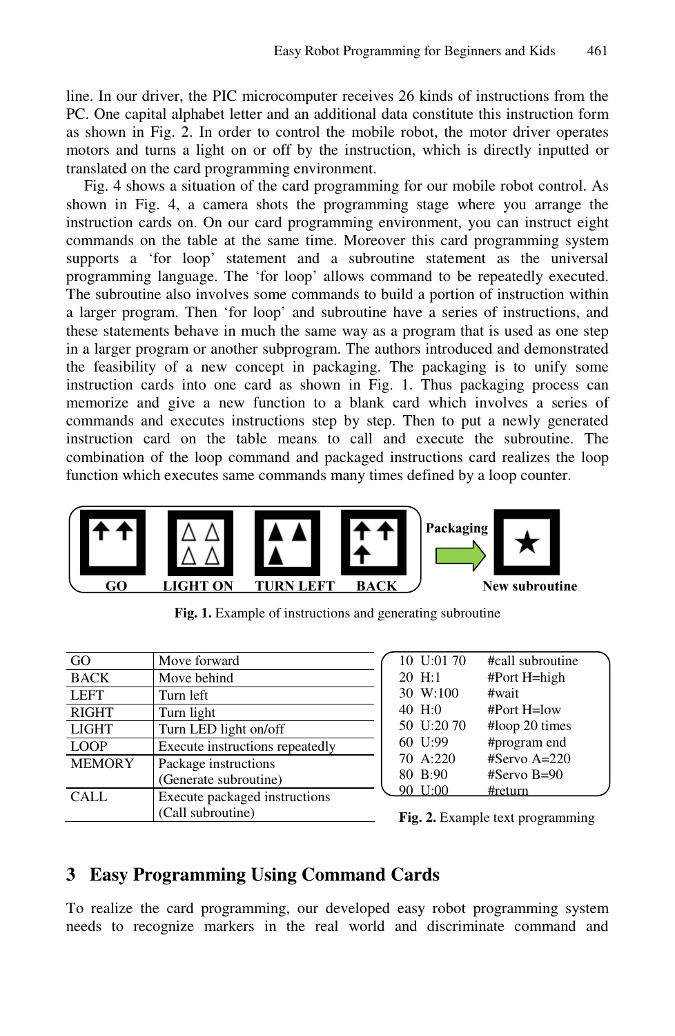line. In our driver, the PIC microcomputer receives 26 kinds of instructions from the PC. One capital alphabet letter and an additional data constitute this instruction form as shown in Fig. 2. In order to control the mobile robot, the motor driver operates motors and turns a light on or off by the instruction, which is directly inputted or translated on the card programming environment.

Fig. 4 shows a situation of the card programming for our mobile robot control. As shown in Fig. 4, a camera shots the programming stage where you arrange the instruction cards on. On our card programming environment, you can instruct eight commands on the table at the same time. Moreover this card programming system supports a 'for loop' statement and a subroutine statement as the universal programming language. The 'for loop' allows command to be repeatedly executed. The subroutine also involves some commands to build a portion of instruction within a larger program. Then 'for loop' and subroutine have a series of instructions, and these statements behave in much the same way as a program that is used as one step in a larger program or another subprogram. The authors introduced and demonstrated the feasibility of a new concept in packaging. The packaging is to unify some instruction cards into one card as shown in Fig. 1. Thus packaging process can memorize and give a new function to a blank card which involves a series of commands and executes instructions step by step. Then to put a newly generated instruction card on the table means to call and execute the subroutine. The combination of the loop command and packaged instructions card realizes the loop function which executes same commands many times defined by a loop counter.

GO LIGHT ON TURN LEFT BACK Packaging New subroutine

**Fig. 1.** Example of instructions and generating subroutine

| | |
|---|---|
| GO | Move forward |
| BACK | Move behind |
| LEFT | Turn left |
| RIGHT | Turn light |
| LIGHT | Turn LED light on/off |
| LOOP | Execute instructions repeatedly |
| MEMORY | Package instructions (Generate subroutine) |
| CALL | Execute packaged instructions (Call subroutine) |

```
10  U:01 70     #call subroutine
20  H:1         #Port H=high
30  W:100       #wait
40  H:0         #Port H=low
50  U:20 70     #loop 20 times
60  U:99        #program end
70  A:220       #Servo A=220
80  B:90        #Servo B=90
90  U:00        #return
```

**Fig. 2.** Example text programming

## 3 Easy Programming Using Command Cards

To realize the card programming, our developed easy robot programming system needs to recognize markers in the real world and discriminate command and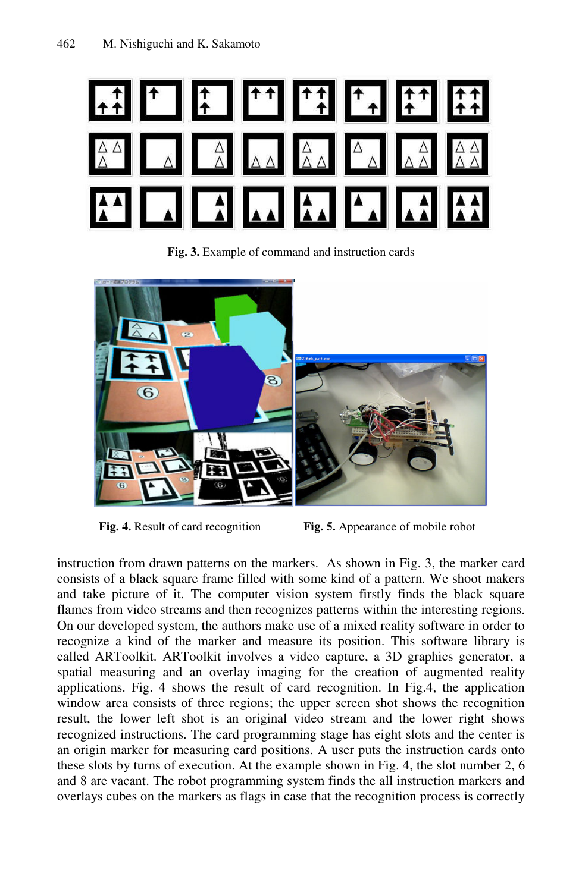**Fig. 3.** Example of command and instruction cards

**Fig. 4.** Result of card recognition

**Fig. 5.** Appearance of mobile robot

instruction from drawn patterns on the markers. As shown in Fig. 3, the marker card consists of a black square frame filled with some kind of a pattern. We shoot makers and take picture of it. The computer vision system firstly finds the black square flames from video streams and then recognizes patterns within the interesting regions. On our developed system, the authors make use of a mixed reality software in order to recognize a kind of the marker and measure its position. This software library is called ARToolkit. ARToolkit involves a video capture, a 3D graphics generator, a spatial measuring and an overlay imaging for the creation of augmented reality applications. Fig. 4 shows the result of card recognition. In Fig.4, the application window area consists of three regions; the upper screen shot shows the recognition result, the lower left shot is an original video stream and the lower right shows recognized instructions. The card programming stage has eight slots and the center is an origin marker for measuring card positions. A user puts the instruction cards onto these slots by turns of execution. At the example shown in Fig. 4, the slot number 2, 6 and 8 are vacant. The robot programming system finds the all instruction markers and overlays cubes on the markers as flags in case that the recognition process is correctly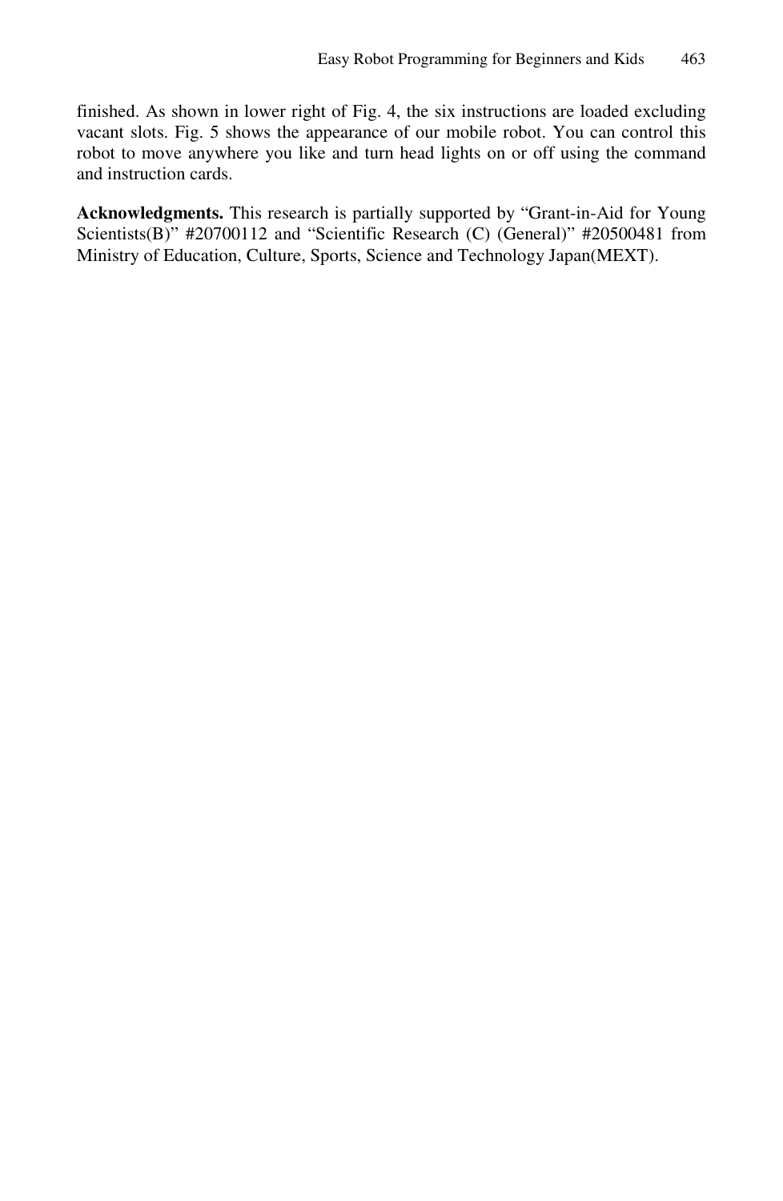finished. As shown in lower right of Fig. 4, the six instructions are loaded excluding vacant slots. Fig. 5 shows the appearance of our mobile robot. You can control this robot to move anywhere you like and turn head lights on or off using the command and instruction cards.

**Acknowledgments.** This research is partially supported by “Grant-in-Aid for Young Scientists(B)” #20700112 and “Scientific Research (C) (General)” #20500481 from Ministry of Education, Culture, Sports, Science and Technology Japan(MEXT).